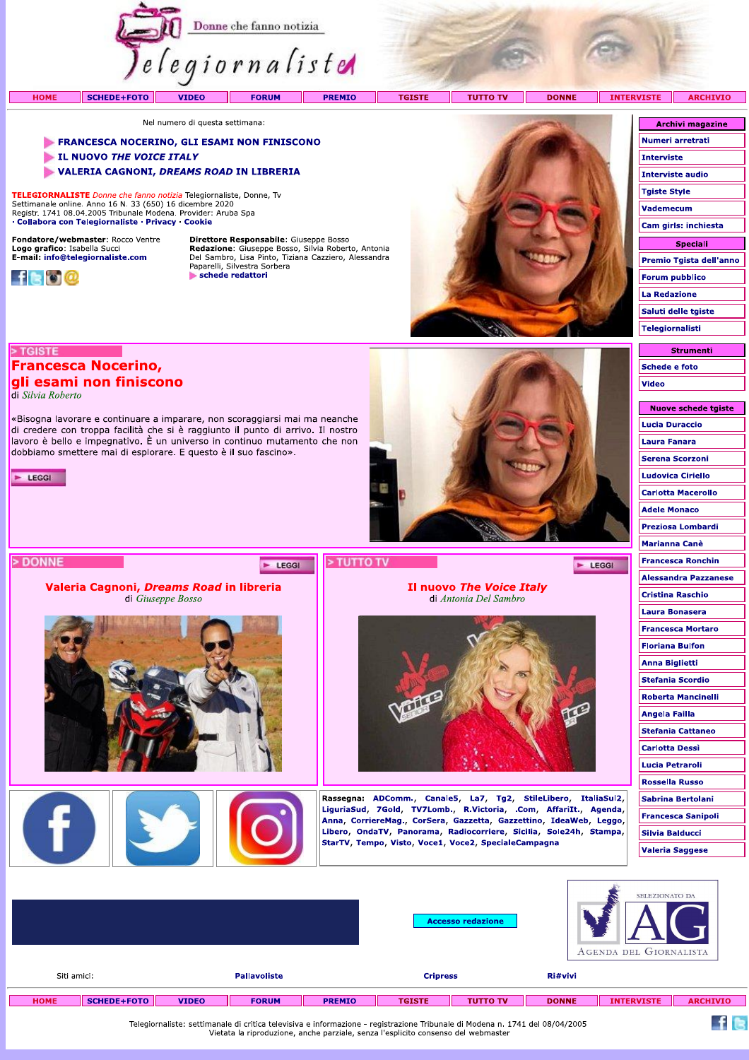Donne che fanno notizia

# Telegiornaliste

HOME | SCHEDE+FOTO | VIDEO | FORUM | PREMIO | TGISTE | TUTTO TV | DONNE | INTERVISTE | ARCHIVIO

Nel numero di questa settimana:

- **FRANCESCA NOCERINO, GLI ESAMI NON FINISCONO**
- **IL NUOVO *THE VOICE ITALY***
- **VALERIA CAGNONI, *DREAMS ROAD* IN LIBRERIA**

**TELEGIORNALISTE** *Donne che fanno notizia* Telegiornaliste, Donne, Tv
Settimanale online. Anno 16 N. 33 (650) 16 dicembre 2020
Registr. 1741 08.04.2005 Tribunale Modena. Provider: Aruba Spa
· **Collabora con Telegiornaliste** · **Privacy** · **Cookie**

**Fondatore/webmaster**: Rocco Ventre
**Logo grafico**: Isabella Succi
**E-mail**: info@telegiornaliste.com

**Direttore Responsabile**: Giuseppe Bosso
**Redazione**: Giuseppe Bosso, Silvia Roberto, Antonia Del Sambro, Lisa Pinto, Tiziana Cazziero, Alessandra Paparelli, Silvestra Sorbera
**schede redattori**

## > TGISTE

## Francesca Nocerino, gli esami non finiscono

di *Silvia Roberto*

«Bisogna lavorare e continuare a imparare, non scoraggiarsi mai ma neanche di credere con troppa facilità che si è raggiunto il punto di arrivo. Il nostro lavoro è bello e impegnativo. È un universo in continuo mutamento che non dobbiamo smettere mai di esplorare. E questo è il suo fascino».

LEGGI

## > DONNE

LEGGI

### Valeria Cagnoni, *Dreams Road* in libreria

di *Giuseppe Bosso*

## > TUTTO TV

LEGGI

### Il nuovo *The Voice Italy*

di *Antonia Del Sambro*

**Rassegna:** ADComm., Canale5, La7, Tg2, StileLibero, ItaliaSul2, LiguriaSud, 7Gold, TV7Lomb., R.Victoria, .Com, AffariIt., Agenda, Anna, CorriereMag., CorSera, Gazzetta, Gazzettino, IdeaWeb, Leggo, Libero, OndaTV, Panorama, Radiocorriere, Sicilia, Sole24h, Stampa, StarTV, Tempo, Visto, Voce1, Voce2, SpecialeCampagna

**Archivi magazine**
- Numeri arretrati
- Interviste
- Interviste audio
- Tgiste Style
- Vademecum
- Cam girls: inchiesta

**Speciali**
- Premio Tgista dell'anno
- Forum pubblico
- La Redazione
- Saluti delle tgiste
- Telegiornalisti

**Strumenti**
- Schede e foto
- Video

**Nuove schede tgiste**
- Lucia Duraccio
- Laura Fanara
- Serena Scorzoni
- Ludovica Ciriello
- Carlotta Macerollo
- Adele Monaco
- Preziosa Lombardi
- Marianna Canè
- Francesca Ronchin
- Alessandra Pazzanese
- Cristina Raschio
- Laura Bonasera
- Francesca Mortaro
- Floriana Bulfon
- Anna Biglietti
- Stefania Scordio
- Roberta Mancinelli
- Angela Failla
- Stefania Cattaneo
- Carlotta Dessì
- Lucia Petraroli
- Rossella Russo
- Sabrina Bertolani
- Francesca Sanipoli
- Silvia Balducci
- Valeria Saggese

Accesso redazione

SELEZIONATO DA AG Agenda del Giornalista

Siti amici: Pallavoliste | Cripress | Ri#vivi

HOME | SCHEDE+FOTO | VIDEO | FORUM | PREMIO | TGISTE | TUTTO TV | DONNE | INTERVISTE | ARCHIVIO

Telegiornaliste: settimanale di critica televisiva e informazione - registrazione Tribunale di Modena n. 1741 del 08/04/2005
Vietata la riproduzione, anche parziale, senza l'esplicito consenso del webmaster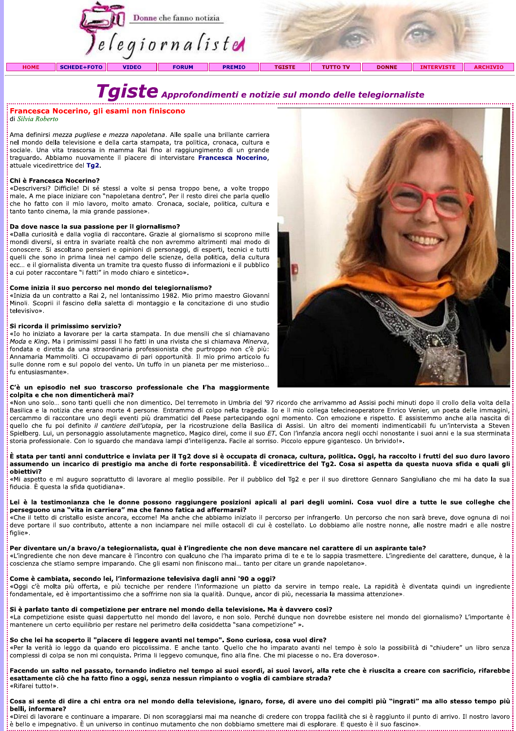Donne che fanno notizia

Telegiornaliste

HOME | SCHEDE+FOTO | VIDEO | FORUM | PREMIO | TGISTE | TUTTO TV | DONNE | INTERVISTE | ARCHIVIO

# Tgiste *Approfondimenti e notizie sul mondo delle telegiornaliste*

## Francesca Nocerino, gli esami non finiscono

di *Silvia Roberto*

Ama definirsi *mezza pugliese e mezza napoletana*. Alle spalle una brillante carriera nel mondo della televisione e della carta stampata, tra politica, cronaca, cultura e sociale. Una vita trascorsa in mamma Rai fino al raggiungimento di un grande traguardo. Abbiamo nuovamente il piacere di intervistare **Francesca Nocerino**, attuale vicedirettrice del **Tg2**.

**Chi è Francesca Nocerino?**

«Descriversi? Difficile! Di sé stessi a volte si pensa troppo bene, a volte troppo male. A me piace iniziare con "napoletana dentro". Per il resto direi che parla quello che ho fatto con il mio lavoro, molto amato. Cronaca, sociale, politica, cultura e tanto tanto cinema, la mia grande passione».

**Da dove nasce la sua passione per il giornalismo?**

«Dalla curiosità e dalla voglia di raccontare. Grazie al giornalismo si scoprono mille mondi diversi, si entra in svariate realtà che non avremmo altrimenti mai modo di conoscere. Si ascoltano pensieri e opinioni di personaggi, di esperti, tecnici e tutti quelli che sono in prima linea nel campo delle scienze, della politica, della cultura ecc… e il giornalista diventa un tramite tra questo flusso di informazioni e il pubblico a cui poter raccontare "i fatti" in modo chiaro e sintetico».

**Come inizia il suo percorso nel mondo del telegiornalismo?**

«Inizia da un contratto a Rai 2, nel lontanissimo 1982. Mio primo maestro Giovanni Minoli. Scoprii il fascino della saletta di montaggio e la concitazione di uno studio televisivo».

**Si ricorda il primissimo servizio?**

«Io ho iniziato a lavorare per la carta stampata. In due mensili che si chiamavano *Moda* e *King*. Ma i primissimi passi li ho fatti in una rivista che si chiamava *Minerva*, fondata e diretta da una straordinaria professionista che purtroppo non c'è più: Annamaria Mammoliti. Ci occupavamo di pari opportunità. Il mio primo articolo fu sulle donne rom e sul popolo del vento. Un tuffo in un pianeta per me misterioso… fu entusiasmante».

**C'è un episodio nel suo trascorso professionale che l'ha maggiormente colpita e che non dimenticherà mai?**

«Non uno solo… sono tanti quelli che non dimentico. Del terremoto in Umbria del '97 ricordo che arrivammo ad Assisi pochi minuti dopo il crollo della volta della Basilica e la notizia che erano morte 4 persone. Entrammo di colpo nella tragedia. Io e il mio collega telecineoperatore Enrico Venier, un poeta delle immagini, cercammo di raccontare uno degli eventi più drammatici del Paese partecipando ogni momento. Con emozione e rispetto. E assistemmo anche alla nascita di quello che fu poi definito *il cantiere dell'utopia*, per la ricostruzione della Basilica di Assisi. Un altro dei momenti indimenticabili fu un'intervista a Steven Spielberg. Lui, un personaggio assolutamente magnetico. Magico direi, come il suo *ET*. Con l'infanzia ancora negli occhi nonostante i suoi anni e la sua sterminata storia professionale. Con lo sguardo che mandava lampi d'intelligenza. Facile al sorriso. Piccolo eppure gigantesco. Un brivido!».

**È stata per tanti anni conduttrice e inviata per il Tg2 dove si è occupata di cronaca, cultura, politica. Oggi, ha raccolto i frutti del suo duro lavoro assumendo un incarico di prestigio ma anche di forte responsabilità. È vicedirettrice del Tg2. Cosa si aspetta da questa nuova sfida e quali gli obiettivi?**

«Mi aspetto e mi auguro soprattutto di lavorare al meglio possibile. Per il pubblico del Tg2 e per il suo direttore Gennaro Sangiuliano che mi ha dato la sua fiducia. È questa la sfida quotidiana».

**Lei è la testimonianza che le donne possono raggiungere posizioni apicali al pari degli uomini. Cosa vuol dire a tutte le sue colleghe che perseguono una "vita in carriera" ma che fanno fatica ad affermarsi?**

«Che il tetto di cristallo esiste ancora, eccome! Ma anche che abbiamo iniziato il percorso per infrangerlo. Un percorso che non sarà breve, dove ognuna di noi deve portare il suo contributo, attente a non inciampare nei mille ostacoli di cui è costellato. Lo dobbiamo alle nostre nonne, alle nostre madri e alle nostre figlie».

**Per diventare un/a bravo/a telegiornalista, qual è l'ingrediente che non deve mancare nel carattere di un aspirante tale?**

«L'ingrediente che non deve mancare è l'incontro con qualcuno che l'ha imparato prima di te e te lo sappia trasmettere. L'ingrediente del carattere, dunque, è la coscienza che stiamo sempre imparando. Che gli esami non finiscono mai… tanto per citare un grande napoletano».

**Come è cambiata, secondo lei, l'informazione televisiva dagli anni '90 a oggi?**

«Oggi c'è molta più offerta, e più tecniche per rendere l'informazione un piatto da servire in tempo reale. La rapidità è diventata quindi un ingrediente fondamentale, ed è importantissimo che a soffrirne non sia la qualità. Dunque, ancor di più, necessaria la massima attenzione».

**Si è parlato tanto di competizione per entrare nel mondo della televisione. Ma è davvero così?**

«La competizione esiste quasi dappertutto nel mondo del lavoro, e non solo. Perché dunque non dovrebbe esistere nel mondo del giornalismo? L'importante è mantenere un certo equilibrio per restare nel perimetro della cosiddetta "sana competizione" ».

**So che lei ha scoperto il "piacere di leggere avanti nel tempo". Sono curiosa, cosa vuol dire?**

«Per la verità io leggo da quando ero piccolissima. E anche tanto. Quello che ho imparato avanti nel tempo è solo la possibilità di "chiudere" un libro senza complessi di colpa se non mi conquista. Prima li leggevo comunque, fino alla fine. Che mi piacesse o no. Era doveroso».

**Facendo un salto nel passato, tornando indietro nel tempo ai suoi esordi, ai suoi lavori, alla rete che è riuscita a creare con sacrificio, rifarebbe esattamente ciò che ha fatto fino a oggi, senza nessun rimpianto o voglia di cambiare strada?**

«Rifarei tutto!».

**Cosa si sente di dire a chi entra ora nel mondo della televisione, ignaro, forse, di avere uno dei compiti più "ingrati" ma allo stesso tempo più belli, informare?**

«Direi di lavorare e continuare a imparare. Di non scoraggiarsi mai ma neanche di credere con troppa facilità che si è raggiunto il punto di arrivo. Il nostro lavoro è bello e impegnativo. È un universo in continuo mutamento che non dobbiamo smettere mai di esplorare. E questo è il suo fascino».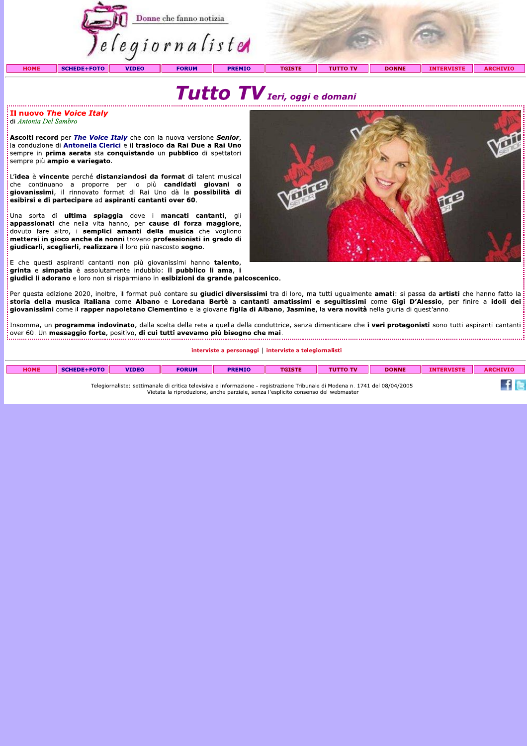# Tutto TV *Ieri, oggi e domani*

## Il nuovo *The Voice Italy*

di *Antonia Del Sambro*

**Ascolti record** per ***The Voice Italy*** che con la nuova versione ***Senior***, la conduzione di **Antonella Clerici** e il **trasloco da Rai Due a Rai Uno** sempre in **prima serata** sta **conquistando** un **pubblico** di spettatori sempre più **ampio e variegato**.

L'**idea** è **vincente** perché **distanziandosi da format** di talent musical che continuano a proporre per lo più **candidati giovani o giovanissimi**, il rinnovato format di Rai Uno dà la **possibilità di esibirsi e di partecipare** ad **aspiranti cantanti over 60**.

Una sorta di **ultima spiaggia** dove i **mancati cantanti**, gli **appassionati** che nella vita hanno, per **cause di forza maggiore**, dovuto fare altro, i **semplici amanti della musica** che vogliono **mettersi in gioco anche da nonni** trovano **professionisti in grado di giudicarli**, **sceglierli**, **realizzare** il loro più nascosto **sogno**.

E che questi aspiranti cantanti non più giovanissimi hanno **talento**, **grinta** e **simpatia** è assolutamente indubbio: **il pubblico li ama**, **i giudici li adorano** e loro non si risparmiano in **esibizioni da grande palcoscenico.**

Per questa edizione 2020, inoltre, il format può contare su **giudici diversissimi** tra di loro, ma tutti ugualmente **amati**: si passa da **artisti** che hanno fatto la **storia della musica italiana** come **Albano** e **Loredana Bertè** a **cantanti amatissimi e seguitissimi** come **Gigi D'Alessio**, per finire a **idoli dei giovanissimi** come il **rapper napoletano Clementino** e la giovane **figlia di Albano**, **Jasmine**, la **vera novità** nella giuria di quest'anno.

Insomma, un **programma indovinato**, dalla scelta della rete a quella della conduttrice, senza dimenticare che **i veri protagonisti** sono tutti aspiranti cantanti over 60. Un **messaggio forte**, positivo, **di cui tutti avevamo più bisogno che mai**.

interviste a personaggi | interviste a telegiornalisti

Telegiornaliste: settimanale di critica televisiva e informazione - registrazione Tribunale di Modena n. 1741 del 08/04/2005
Vietata la riproduzione, anche parziale, senza l'esplicito consenso del webmaster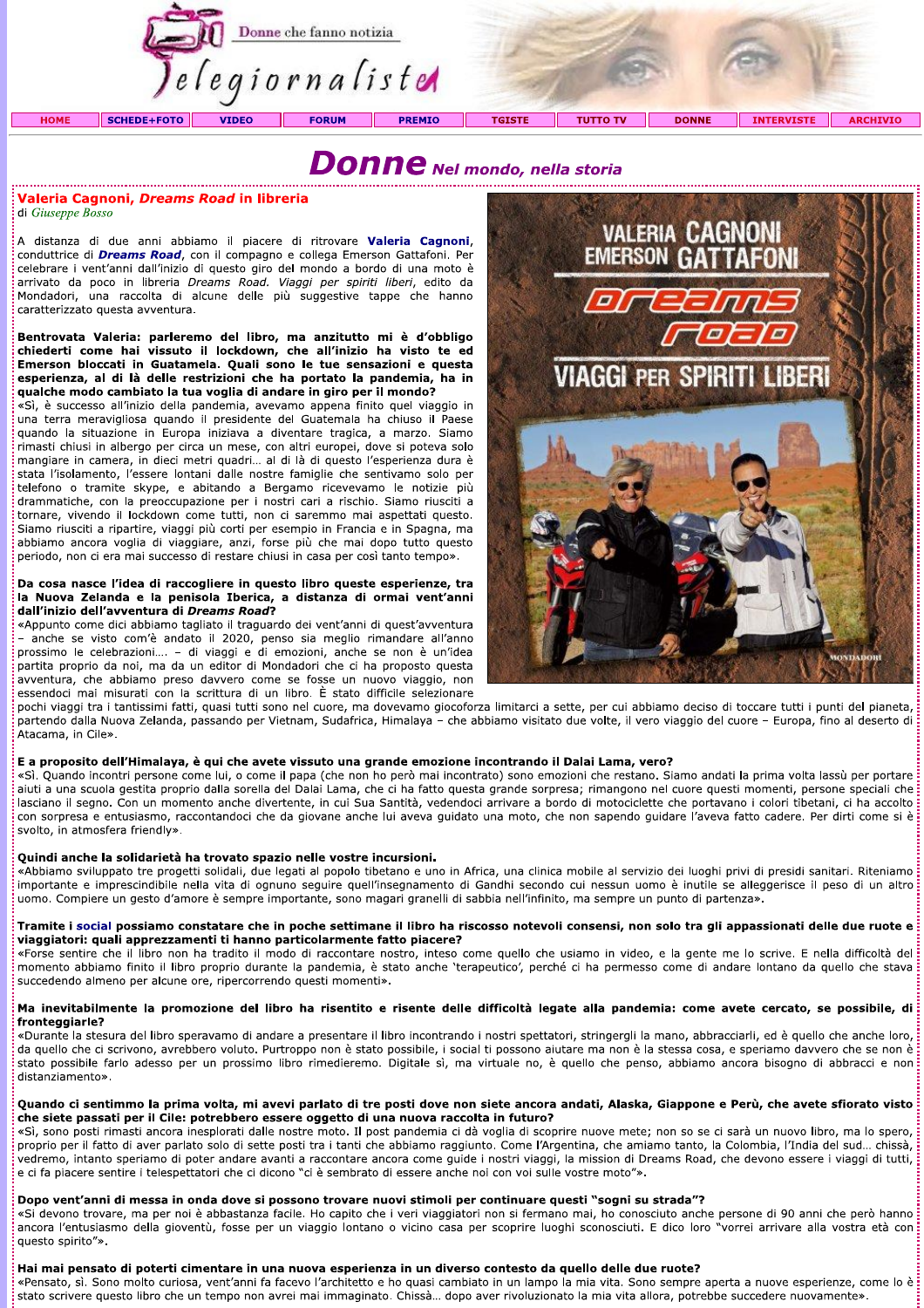Donne che fanno notizia

Telegiornaliste

HOME | SCHEDE+FOTO | VIDEO | FORUM | PREMIO | TGISTE | TUTTO TV | DONNE | INTERVISTE | ARCHIVIO

# Donne *Nel mondo, nella storia*

## Valeria Cagnoni, *Dreams Road* in libreria

di *Giuseppe Bosso*

A distanza di due anni abbiamo il piacere di ritrovare **Valeria Cagnoni**, conduttrice di ***Dreams Road***, con il compagno e collega Emerson Gattafoni. Per celebrare i vent'anni dall'inizio di questo giro del mondo a bordo di una moto è arrivato da poco in libreria *Dreams Road. Viaggi per spiriti liberi*, edito da Mondadori, una raccolta di alcune delle più suggestive tappe che hanno caratterizzato questa avventura.

**Bentrovata Valeria: parleremo del libro, ma anzitutto mi è d'obbligo chiederti come hai vissuto il lockdown, che all'inizio ha visto te ed Emerson bloccati in Guatamela. Quali sono le tue sensazioni e questa esperienza, al di là delle restrizioni che ha portato la pandemia, ha in qualche modo cambiato la tua voglia di andare in giro per il mondo?**
«Sì, è successo all'inizio della pandemia, avevamo appena finito quel viaggio in una terra meravigliosa quando il presidente del Guatemala ha chiuso il Paese quando la situazione in Europa iniziava a diventare tragica, a marzo. Siamo rimasti chiusi in albergo per circa un mese, con altri europei, dove si poteva solo mangiare in camera, in dieci metri quadri… al di là di questo l'esperienza dura è stata l'isolamento, l'essere lontani dalle nostre famiglie che sentivamo solo per telefono o tramite skype, e abitando a Bergamo ricevevamo le notizie più drammatiche, con la preoccupazione per i nostri cari a rischio. Siamo riusciti a tornare, vivendo il lockdown come tutti, non ci saremmo mai aspettati questo. Siamo riusciti a ripartire, viaggi più corti per esempio in Francia e in Spagna, ma abbiamo ancora voglia di viaggiare, anzi, forse più che mai dopo tutto questo periodo, non ci era mai successo di restare chiusi in casa per così tanto tempo».

**Da cosa nasce l'idea di raccogliere in questo libro queste esperienze, tra la Nuova Zelanda e la penisola Iberica, a distanza di ormai vent'anni dall'inizio dell'avventura di *Dreams Road*?**
«Appunto come dici abbiamo tagliato il traguardo dei vent'anni di quest'avventura – anche se visto com'è andato il 2020, penso sia meglio rimandare all'anno prossimo le celebrazioni…. – di viaggi e di emozioni, anche se non è un'idea partita proprio da noi, ma da un editor di Mondadori che ci ha proposto questa avventura, che abbiamo preso davvero come se fosse un nuovo viaggio, non essendoci mai misurati con la scrittura di un libro. È stato difficile selezionare pochi viaggi tra i tantissimi fatti, quasi tutti sono nel cuore, ma dovevamo giocoforza limitarci a sette, per cui abbiamo deciso di toccare tutti i punti del pianeta, partendo dalla Nuova Zelanda, passando per Vietnam, Sudafrica, Himalaya – che abbiamo visitato due volte, il vero viaggio del cuore – Europa, fino al deserto di Atacama, in Cile».

**E a proposito dell'Himalaya, è qui che avete vissuto una grande emozione incontrando il Dalai Lama, vero?**
«Sì. Quando incontri persone come lui, o come il papa (che non ho però mai incontrato) sono emozioni che restano. Siamo andati la prima volta lassù per portare aiuti a una scuola gestita proprio dalla sorella del Dalai Lama, che ci ha fatto questa grande sorpresa; rimangono nel cuore questi momenti, persone speciali che lasciano il segno. Con un momento anche divertente, in cui Sua Santità, vedendoci arrivare a bordo di motociclette che portavano i colori tibetani, ci ha accolto con sorpresa e entusiasmo, raccontandoci che da giovane anche lui aveva guidato una moto, che non sapendo guidare l'aveva fatto cadere. Per dirti come si è svolto, in atmosfera friendly».

**Quindi anche la solidarietà ha trovato spazio nelle vostre incursioni.**
«Abbiamo sviluppato tre progetti solidali, due legati al popolo tibetano e uno in Africa, una clinica mobile al servizio dei luoghi privi di presidi sanitari. Riteniamo importante e imprescindibile nella vita di ognuno seguire quell'insegnamento di Gandhi secondo cui nessun uomo è inutile se alleggerisce il peso di un altro uomo. Compiere un gesto d'amore è sempre importante, sono magari granelli di sabbia nell'infinito, ma sempre un punto di partenza».

**Tramite i social possiamo constatare che in poche settimane il libro ha riscosso notevoli consensi, non solo tra gli appassionati delle due ruote e viaggiatori: quali apprezzamenti ti hanno particolarmente fatto piacere?**
«Forse sentire che il libro non ha tradito il modo di raccontare nostro, inteso come quello che usiamo in video, e la gente me lo scrive. E nella difficoltà del momento abbiamo finito il libro proprio durante la pandemia, è stato anche 'terapeutico', perché ci ha permesso come di andare lontano da quello che stava succedendo almeno per alcune ore, ripercorrendo questi momenti».

**Ma inevitabilmente la promozione del libro ha risentito e risente delle difficoltà legate alla pandemia: come avete cercato, se possibile, di fronteggiarle?**
«Durante la stesura del libro speravamo di andare a presentare il libro incontrando i nostri spettatori, stringergli la mano, abbracciarli, ed è quello che anche loro, da quello che ci scrivono, avrebbero voluto. Purtroppo non è stato possibile, i social ti possono aiutare ma non è la stessa cosa, e speriamo davvero che se non è stato possibile farlo adesso per un prossimo libro rimedieremo. Digitale sì, ma virtuale no, è quello che penso, abbiamo ancora bisogno di abbracci e non distanziamento».

**Quando ci sentimmo la prima volta, mi avevi parlato di tre posti dove non siete ancora andati, Alaska, Giappone e Perù, che avete sfiorato visto che siete passati per il Cile: potrebbero essere oggetto di una nuova raccolta in futuro?**
«Sì, sono posti rimasti ancora inesplorati dalle nostre moto. Il post pandemia ci dà voglia di scoprire nuove mete; non so se ci sarà un nuovo libro, ma lo spero, proprio per il fatto di aver parlato solo di sette posti tra i tanti che abbiamo raggiunto. Come l'Argentina, che amiamo tanto, la Colombia, l'India del sud… chissà, vedremo, intanto speriamo di poter andare avanti a raccontare ancora come guide i nostri viaggi, la mission di Dreams Road, che devono essere i viaggi di tutti, e ci fa piacere sentire i telespettatori che ci dicono "ci è sembrato di essere anche noi con voi sulle vostre moto"».

**Dopo vent'anni di messa in onda dove si possono trovare nuovi stimoli per continuare questi "sogni su strada"?**
«Si devono trovare, ma per noi è abbastanza facile. Ho capito che i veri viaggiatori non si fermano mai, ho conosciuto anche persone di 90 anni che però hanno ancora l'entusiasmo della gioventù, fosse per un viaggio lontano o vicino casa per scoprire luoghi sconosciuti. E dico loro "vorrei arrivare alla vostra età con questo spirito"».

**Hai mai pensato di poterti cimentare in una nuova esperienza in un diverso contesto da quello delle due ruote?**
«Pensato, sì. Sono molto curiosa, vent'anni fa facevo l'architetto e ho quasi cambiato in un lampo la mia vita. Sono sempre aperta a nuove esperienze, come lo è stato scrivere questo libro che un tempo non avrei mai immaginato. Chissà… dopo aver rivoluzionato la mia vita allora, potrebbe succedere nuovamente».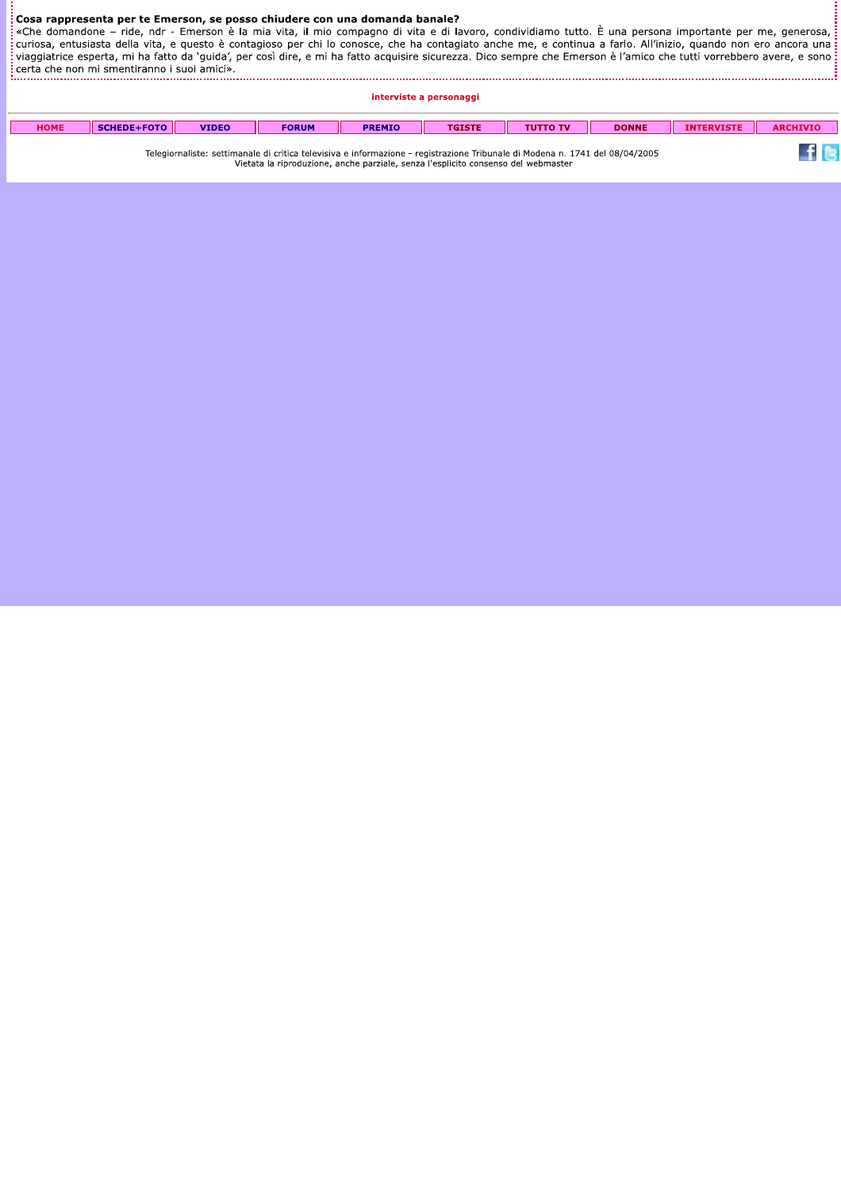**Cosa rappresenta per te Emerson, se posso chiudere con una domanda banale?**
«Che domandone – ride, ndr - Emerson è la mia vita, il mio compagno di vita e di lavoro, condividiamo tutto. È una persona importante per me, generosa, curiosa, entusiasta della vita, e questo è contagioso per chi lo conosce, che ha contagiato anche me, e continua a farlo. All'inizio, quando non ero ancora una viaggiatrice esperta, mi ha fatto da 'guida', per così dire, e mi ha fatto acquisire sicurezza. Dico sempre che Emerson è l'amico che tutti vorrebbero avere, e sono certa che non mi smentiranno i suoi amici».

interviste a personaggi

HOME | SCHEDE+FOTO | VIDEO | FORUM | PREMIO | TGISTE | TUTTO TV | DONNE | INTERVISTE | ARCHIVIO

Telegiornaliste: settimanale di critica televisiva e informazione - registrazione Tribunale di Modena n. 1741 del 08/04/2005
Vietata la riproduzione, anche parziale, senza l'esplicito consenso del webmaster